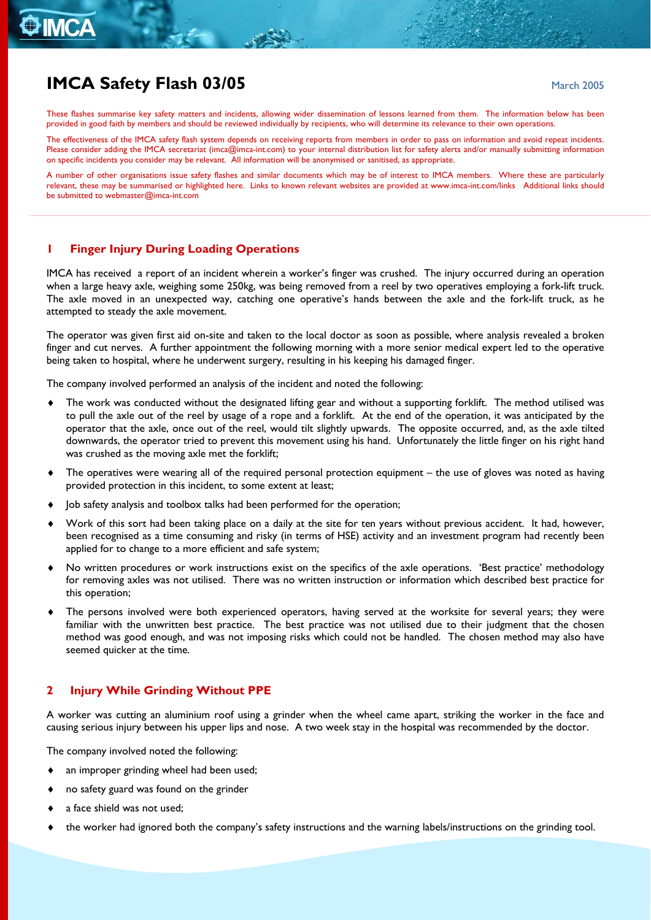# IMCA Safety Flash 03/05

March 2005

These flashes summarise key safety matters and incidents, allowing wider dissemination of lessons learned from them. The information below has been provided in good faith by members and should be reviewed individually by recipients, who will determine its relevance to their own operations.

The effectiveness of the IMCA safety flash system depends on receiving reports from members in order to pass on information and avoid repeat incidents. Please consider adding the IMCA secretariat (imca@imca-int.com) to your internal distribution list for safety alerts and/or manually submitting information on specific incidents you consider may be relevant. All information will be anonymised or sanitised, as appropriate.

A number of other organisations issue safety flashes and similar documents which may be of interest to IMCA members. Where these are particularly relevant, these may be summarised or highlighted here. Links to known relevant websites are provided at www.imca-int.com/links Additional links should be submitted to webmaster@imca-int.com

## 1 Finger Injury During Loading Operations

IMCA has received a report of an incident wherein a worker's finger was crushed. The injury occurred during an operation when a large heavy axle, weighing some 250kg, was being removed from a reel by two operatives employing a fork-lift truck. The axle moved in an unexpected way, catching one operative's hands between the axle and the fork-lift truck, as he attempted to steady the axle movement.

The operator was given first aid on-site and taken to the local doctor as soon as possible, where analysis revealed a broken finger and cut nerves. A further appointment the following morning with a more senior medical expert led to the operative being taken to hospital, where he underwent surgery, resulting in his keeping his damaged finger.

The company involved performed an analysis of the incident and noted the following:

- The work was conducted without the designated lifting gear and without a supporting forklift. The method utilised was to pull the axle out of the reel by usage of a rope and a forklift. At the end of the operation, it was anticipated by the operator that the axle, once out of the reel, would tilt slightly upwards. The opposite occurred, and, as the axle tilted downwards, the operator tried to prevent this movement using his hand. Unfortunately the little finger on his right hand was crushed as the moving axle met the forklift;
- The operatives were wearing all of the required personal protection equipment – the use of gloves was noted as having provided protection in this incident, to some extent at least;
- Job safety analysis and toolbox talks had been performed for the operation;
- Work of this sort had been taking place on a daily at the site for ten years without previous accident. It had, however, been recognised as a time consuming and risky (in terms of HSE) activity and an investment program had recently been applied for to change to a more efficient and safe system;
- No written procedures or work instructions exist on the specifics of the axle operations. 'Best practice' methodology for removing axles was not utilised. There was no written instruction or information which described best practice for this operation;
- The persons involved were both experienced operators, having served at the worksite for several years; they were familiar with the unwritten best practice. The best practice was not utilised due to their judgment that the chosen method was good enough, and was not imposing risks which could not be handled. The chosen method may also have seemed quicker at the time.

## 2 Injury While Grinding Without PPE

A worker was cutting an aluminium roof using a grinder when the wheel came apart, striking the worker in the face and causing serious injury between his upper lips and nose. A two week stay in the hospital was recommended by the doctor.

The company involved noted the following:

- an improper grinding wheel had been used;
- no safety guard was found on the grinder
- a face shield was not used;
- the worker had ignored both the company's safety instructions and the warning labels/instructions on the grinding tool.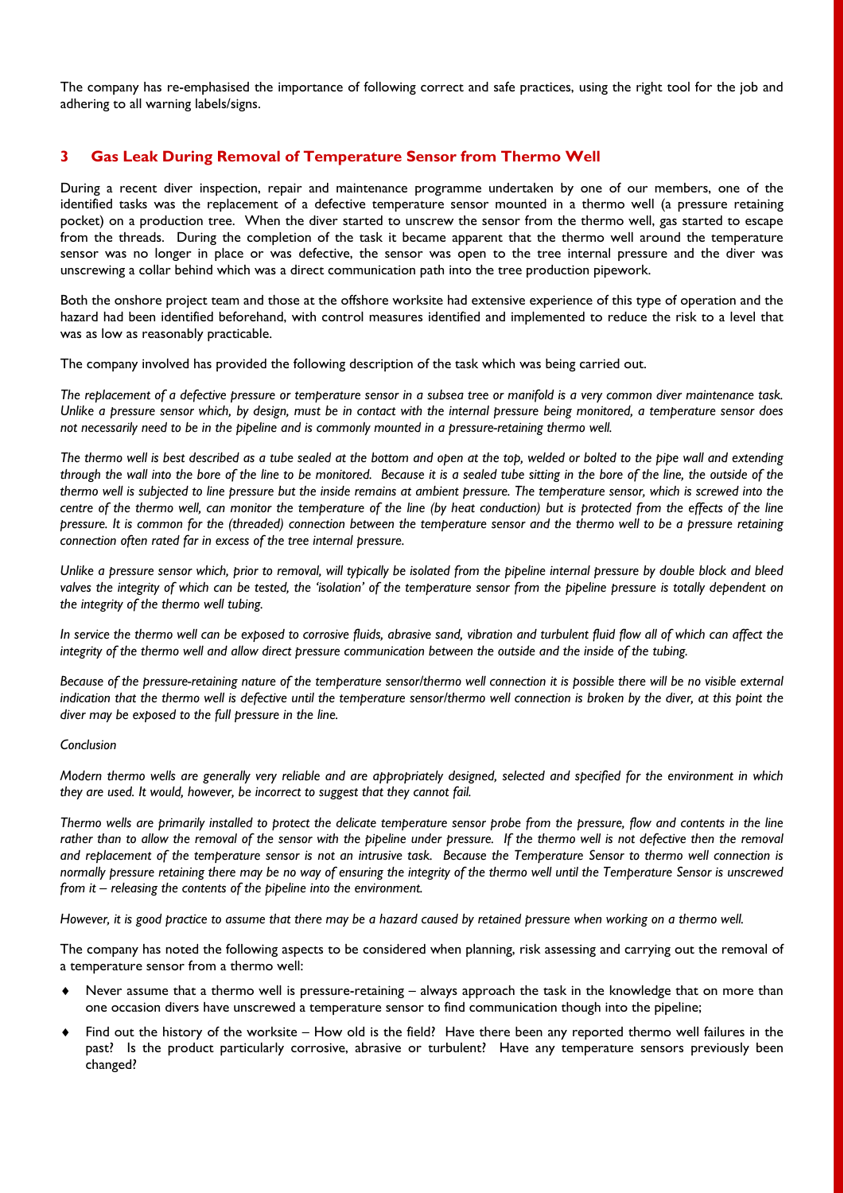The company has re-emphasised the importance of following correct and safe practices, using the right tool for the job and adhering to all warning labels/signs.

## 3 Gas Leak During Removal of Temperature Sensor from Thermo Well

During a recent diver inspection, repair and maintenance programme undertaken by one of our members, one of the identified tasks was the replacement of a defective temperature sensor mounted in a thermo well (a pressure retaining pocket) on a production tree. When the diver started to unscrew the sensor from the thermo well, gas started to escape from the threads. During the completion of the task it became apparent that the thermo well around the temperature sensor was no longer in place or was defective, the sensor was open to the tree internal pressure and the diver was unscrewing a collar behind which was a direct communication path into the tree production pipework.

Both the onshore project team and those at the offshore worksite had extensive experience of this type of operation and the hazard had been identified beforehand, with control measures identified and implemented to reduce the risk to a level that was as low as reasonably practicable.

The company involved has provided the following description of the task which was being carried out.

*The replacement of a defective pressure or temperature sensor in a subsea tree or manifold is a very common diver maintenance task. Unlike a pressure sensor which, by design, must be in contact with the internal pressure being monitored, a temperature sensor does not necessarily need to be in the pipeline and is commonly mounted in a pressure-retaining thermo well.*

*The thermo well is best described as a tube sealed at the bottom and open at the top, welded or bolted to the pipe wall and extending through the wall into the bore of the line to be monitored. Because it is a sealed tube sitting in the bore of the line, the outside of the thermo well is subjected to line pressure but the inside remains at ambient pressure. The temperature sensor, which is screwed into the centre of the thermo well, can monitor the temperature of the line (by heat conduction) but is protected from the effects of the line pressure. It is common for the (threaded) connection between the temperature sensor and the thermo well to be a pressure retaining connection often rated far in excess of the tree internal pressure.*

*Unlike a pressure sensor which, prior to removal, will typically be isolated from the pipeline internal pressure by double block and bleed valves the integrity of which can be tested, the 'isolation' of the temperature sensor from the pipeline pressure is totally dependent on the integrity of the thermo well tubing.*

*In service the thermo well can be exposed to corrosive fluids, abrasive sand, vibration and turbulent fluid flow all of which can affect the integrity of the thermo well and allow direct pressure communication between the outside and the inside of the tubing.*

*Because of the pressure-retaining nature of the temperature sensor/thermo well connection it is possible there will be no visible external indication that the thermo well is defective until the temperature sensor/thermo well connection is broken by the diver, at this point the diver may be exposed to the full pressure in the line.*

*Conclusion*

*Modern thermo wells are generally very reliable and are appropriately designed, selected and specified for the environment in which they are used. It would, however, be incorrect to suggest that they cannot fail.*

*Thermo wells are primarily installed to protect the delicate temperature sensor probe from the pressure, flow and contents in the line rather than to allow the removal of the sensor with the pipeline under pressure. If the thermo well is not defective then the removal and replacement of the temperature sensor is not an intrusive task. Because the Temperature Sensor to thermo well connection is normally pressure retaining there may be no way of ensuring the integrity of the thermo well until the Temperature Sensor is unscrewed from it – releasing the contents of the pipeline into the environment.*

*However, it is good practice to assume that there may be a hazard caused by retained pressure when working on a thermo well.*

The company has noted the following aspects to be considered when planning, risk assessing and carrying out the removal of a temperature sensor from a thermo well:

- Never assume that a thermo well is pressure-retaining – always approach the task in the knowledge that on more than one occasion divers have unscrewed a temperature sensor to find communication though into the pipeline;
- Find out the history of the worksite – How old is the field? Have there been any reported thermo well failures in the past? Is the product particularly corrosive, abrasive or turbulent? Have any temperature sensors previously been changed?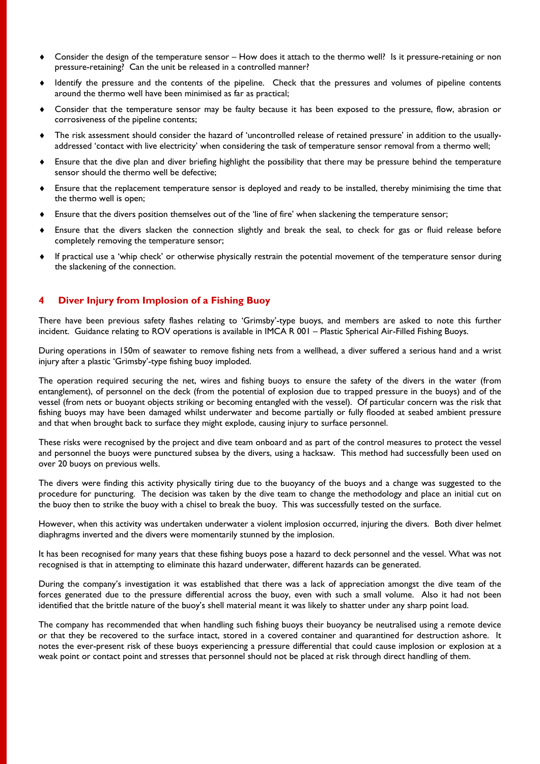- Consider the design of the temperature sensor – How does it attach to the thermo well? Is it pressure-retaining or non pressure-retaining? Can the unit be released in a controlled manner?
- Identify the pressure and the contents of the pipeline. Check that the pressures and volumes of pipeline contents around the thermo well have been minimised as far as practical;
- Consider that the temperature sensor may be faulty because it has been exposed to the pressure, flow, abrasion or corrosiveness of the pipeline contents;
- The risk assessment should consider the hazard of 'uncontrolled release of retained pressure' in addition to the usually-addressed 'contact with live electricity' when considering the task of temperature sensor removal from a thermo well;
- Ensure that the dive plan and diver briefing highlight the possibility that there may be pressure behind the temperature sensor should the thermo well be defective;
- Ensure that the replacement temperature sensor is deployed and ready to be installed, thereby minimising the time that the thermo well is open;
- Ensure that the divers position themselves out of the 'line of fire' when slackening the temperature sensor;
- Ensure that the divers slacken the connection slightly and break the seal, to check for gas or fluid release before completely removing the temperature sensor;
- If practical use a 'whip check' or otherwise physically restrain the potential movement of the temperature sensor during the slackening of the connection.

## 4 Diver Injury from Implosion of a Fishing Buoy

There have been previous safety flashes relating to 'Grimsby'-type buoys, and members are asked to note this further incident. Guidance relating to ROV operations is available in IMCA R 001 – Plastic Spherical Air-Filled Fishing Buoys.

During operations in 150m of seawater to remove fishing nets from a wellhead, a diver suffered a serious hand and a wrist injury after a plastic 'Grimsby'-type fishing buoy imploded.

The operation required securing the net, wires and fishing buoys to ensure the safety of the divers in the water (from entanglement), of personnel on the deck (from the potential of explosion due to trapped pressure in the buoys) and of the vessel (from nets or buoyant objects striking or becoming entangled with the vessel). Of particular concern was the risk that fishing buoys may have been damaged whilst underwater and become partially or fully flooded at seabed ambient pressure and that when brought back to surface they might explode, causing injury to surface personnel.

These risks were recognised by the project and dive team onboard and as part of the control measures to protect the vessel and personnel the buoys were punctured subsea by the divers, using a hacksaw. This method had successfully been used on over 20 buoys on previous wells.

The divers were finding this activity physically tiring due to the buoyancy of the buoys and a change was suggested to the procedure for puncturing. The decision was taken by the dive team to change the methodology and place an initial cut on the buoy then to strike the buoy with a chisel to break the buoy. This was successfully tested on the surface.

However, when this activity was undertaken underwater a violent implosion occurred, injuring the divers. Both diver helmet diaphragms inverted and the divers were momentarily stunned by the implosion.

It has been recognised for many years that these fishing buoys pose a hazard to deck personnel and the vessel. What was not recognised is that in attempting to eliminate this hazard underwater, different hazards can be generated.

During the company's investigation it was established that there was a lack of appreciation amongst the dive team of the forces generated due to the pressure differential across the buoy, even with such a small volume. Also it had not been identified that the brittle nature of the buoy's shell material meant it was likely to shatter under any sharp point load.

The company has recommended that when handling such fishing buoys their buoyancy be neutralised using a remote device or that they be recovered to the surface intact, stored in a covered container and quarantined for destruction ashore. It notes the ever-present risk of these buoys experiencing a pressure differential that could cause implosion or explosion at a weak point or contact point and stresses that personnel should not be placed at risk through direct handling of them.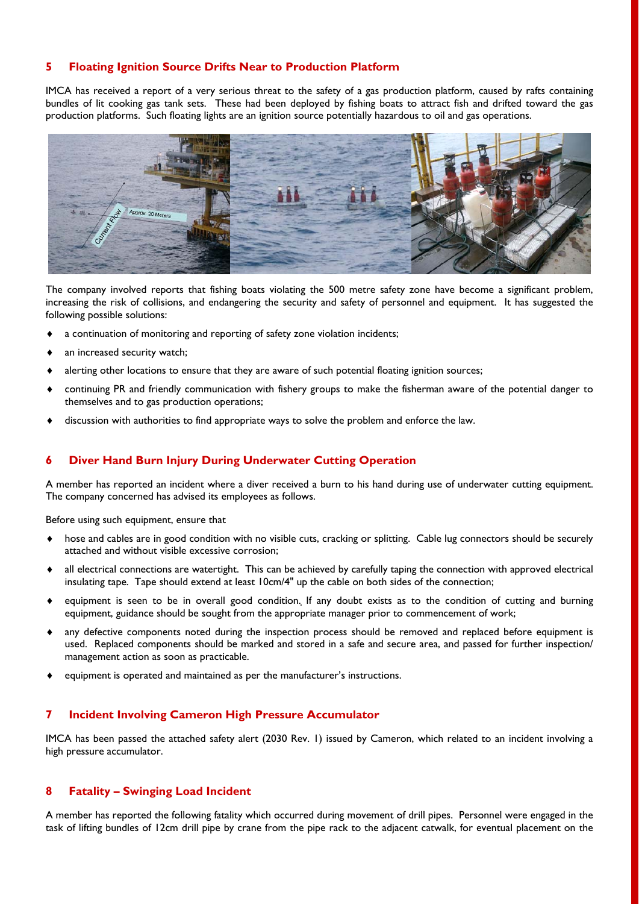## 5 Floating Ignition Source Drifts Near to Production Platform

IMCA has received a report of a very serious threat to the safety of a gas production platform, caused by rafts containing bundles of lit cooking gas tank sets. These had been deployed by fishing boats to attract fish and drifted toward the gas production platforms. Such floating lights are an ignition source potentially hazardous to oil and gas operations.

The company involved reports that fishing boats violating the 500 metre safety zone have become a significant problem, increasing the risk of collisions, and endangering the security and safety of personnel and equipment. It has suggested the following possible solutions:

- a continuation of monitoring and reporting of safety zone violation incidents;
- an increased security watch;
- alerting other locations to ensure that they are aware of such potential floating ignition sources;
- continuing PR and friendly communication with fishery groups to make the fisherman aware of the potential danger to themselves and to gas production operations;
- discussion with authorities to find appropriate ways to solve the problem and enforce the law.

## 6 Diver Hand Burn Injury During Underwater Cutting Operation

A member has reported an incident where a diver received a burn to his hand during use of underwater cutting equipment. The company concerned has advised its employees as follows.

Before using such equipment, ensure that

- hose and cables are in good condition with no visible cuts, cracking or splitting. Cable lug connectors should be securely attached and without visible excessive corrosion;
- all electrical connections are watertight. This can be achieved by carefully taping the connection with approved electrical insulating tape. Tape should extend at least 10cm/4" up the cable on both sides of the connection;
- equipment is seen to be in overall good condition. If any doubt exists as to the condition of cutting and burning equipment, guidance should be sought from the appropriate manager prior to commencement of work;
- any defective components noted during the inspection process should be removed and replaced before equipment is used. Replaced components should be marked and stored in a safe and secure area, and passed for further inspection/ management action as soon as practicable.
- equipment is operated and maintained as per the manufacturer's instructions.

## 7 Incident Involving Cameron High Pressure Accumulator

IMCA has been passed the attached safety alert (2030 Rev. 1) issued by Cameron, which related to an incident involving a high pressure accumulator.

## 8 Fatality – Swinging Load Incident

A member has reported the following fatality which occurred during movement of drill pipes. Personnel were engaged in the task of lifting bundles of 12cm drill pipe by crane from the pipe rack to the adjacent catwalk, for eventual placement on the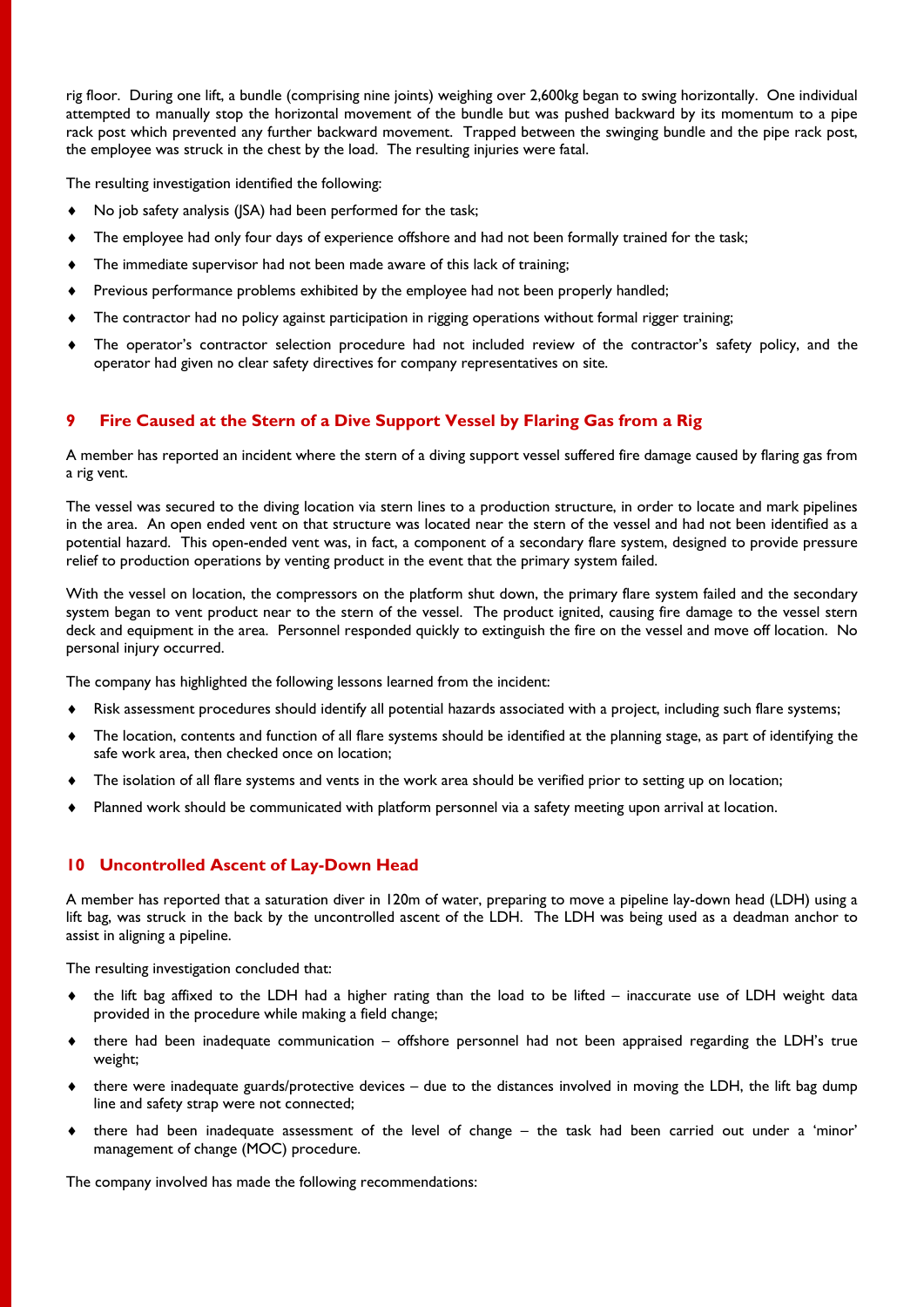rig floor. During one lift, a bundle (comprising nine joints) weighing over 2,600kg began to swing horizontally. One individual attempted to manually stop the horizontal movement of the bundle but was pushed backward by its momentum to a pipe rack post which prevented any further backward movement. Trapped between the swinging bundle and the pipe rack post, the employee was struck in the chest by the load. The resulting injuries were fatal.

The resulting investigation identified the following:

- No job safety analysis (JSA) had been performed for the task;
- The employee had only four days of experience offshore and had not been formally trained for the task;
- The immediate supervisor had not been made aware of this lack of training;
- Previous performance problems exhibited by the employee had not been properly handled;
- The contractor had no policy against participation in rigging operations without formal rigger training;
- The operator's contractor selection procedure had not included review of the contractor's safety policy, and the operator had given no clear safety directives for company representatives on site.

## 9 Fire Caused at the Stern of a Dive Support Vessel by Flaring Gas from a Rig

A member has reported an incident where the stern of a diving support vessel suffered fire damage caused by flaring gas from a rig vent.

The vessel was secured to the diving location via stern lines to a production structure, in order to locate and mark pipelines in the area. An open ended vent on that structure was located near the stern of the vessel and had not been identified as a potential hazard. This open-ended vent was, in fact, a component of a secondary flare system, designed to provide pressure relief to production operations by venting product in the event that the primary system failed.

With the vessel on location, the compressors on the platform shut down, the primary flare system failed and the secondary system began to vent product near to the stern of the vessel. The product ignited, causing fire damage to the vessel stern deck and equipment in the area. Personnel responded quickly to extinguish the fire on the vessel and move off location. No personal injury occurred.

The company has highlighted the following lessons learned from the incident:

- Risk assessment procedures should identify all potential hazards associated with a project, including such flare systems;
- The location, contents and function of all flare systems should be identified at the planning stage, as part of identifying the safe work area, then checked once on location;
- The isolation of all flare systems and vents in the work area should be verified prior to setting up on location;
- Planned work should be communicated with platform personnel via a safety meeting upon arrival at location.

## 10 Uncontrolled Ascent of Lay-Down Head

A member has reported that a saturation diver in 120m of water, preparing to move a pipeline lay-down head (LDH) using a lift bag, was struck in the back by the uncontrolled ascent of the LDH. The LDH was being used as a deadman anchor to assist in aligning a pipeline.

The resulting investigation concluded that:

- the lift bag affixed to the LDH had a higher rating than the load to be lifted – inaccurate use of LDH weight data provided in the procedure while making a field change;
- there had been inadequate communication – offshore personnel had not been appraised regarding the LDH's true weight;
- there were inadequate guards/protective devices – due to the distances involved in moving the LDH, the lift bag dump line and safety strap were not connected;
- there had been inadequate assessment of the level of change – the task had been carried out under a 'minor' management of change (MOC) procedure.

The company involved has made the following recommendations: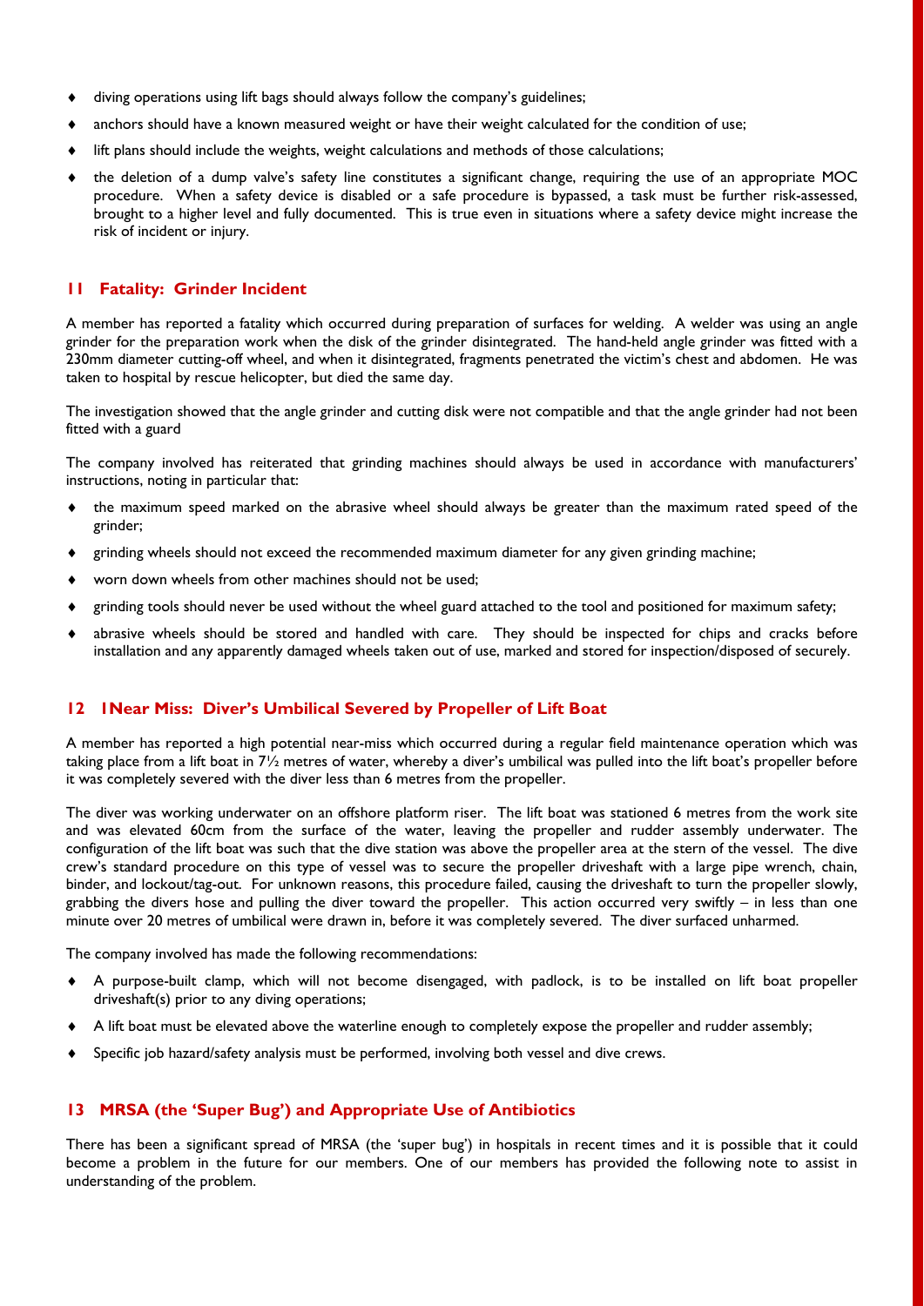- diving operations using lift bags should always follow the company's guidelines;
- anchors should have a known measured weight or have their weight calculated for the condition of use;
- lift plans should include the weights, weight calculations and methods of those calculations;
- the deletion of a dump valve's safety line constitutes a significant change, requiring the use of an appropriate MOC procedure. When a safety device is disabled or a safe procedure is bypassed, a task must be further risk-assessed, brought to a higher level and fully documented. This is true even in situations where a safety device might increase the risk of incident or injury.

## 11 Fatality: Grinder Incident

A member has reported a fatality which occurred during preparation of surfaces for welding. A welder was using an angle grinder for the preparation work when the disk of the grinder disintegrated. The hand-held angle grinder was fitted with a 230mm diameter cutting-off wheel, and when it disintegrated, fragments penetrated the victim's chest and abdomen. He was taken to hospital by rescue helicopter, but died the same day.

The investigation showed that the angle grinder and cutting disk were not compatible and that the angle grinder had not been fitted with a guard

The company involved has reiterated that grinding machines should always be used in accordance with manufacturers' instructions, noting in particular that:

- the maximum speed marked on the abrasive wheel should always be greater than the maximum rated speed of the grinder;
- grinding wheels should not exceed the recommended maximum diameter for any given grinding machine;
- worn down wheels from other machines should not be used;
- grinding tools should never be used without the wheel guard attached to the tool and positioned for maximum safety;
- abrasive wheels should be stored and handled with care. They should be inspected for chips and cracks before installation and any apparently damaged wheels taken out of use, marked and stored for inspection/disposed of securely.

## 12 1Near Miss: Diver's Umbilical Severed by Propeller of Lift Boat

A member has reported a high potential near-miss which occurred during a regular field maintenance operation which was taking place from a lift boat in 7½ metres of water, whereby a diver's umbilical was pulled into the lift boat's propeller before it was completely severed with the diver less than 6 metres from the propeller.

The diver was working underwater on an offshore platform riser. The lift boat was stationed 6 metres from the work site and was elevated 60cm from the surface of the water, leaving the propeller and rudder assembly underwater. The configuration of the lift boat was such that the dive station was above the propeller area at the stern of the vessel. The dive crew's standard procedure on this type of vessel was to secure the propeller driveshaft with a large pipe wrench, chain, binder, and lockout/tag-out. For unknown reasons, this procedure failed, causing the driveshaft to turn the propeller slowly, grabbing the divers hose and pulling the diver toward the propeller. This action occurred very swiftly – in less than one minute over 20 metres of umbilical were drawn in, before it was completely severed. The diver surfaced unharmed.

The company involved has made the following recommendations:

- A purpose-built clamp, which will not become disengaged, with padlock, is to be installed on lift boat propeller driveshaft(s) prior to any diving operations;
- A lift boat must be elevated above the waterline enough to completely expose the propeller and rudder assembly;
- Specific job hazard/safety analysis must be performed, involving both vessel and dive crews.

## 13 MRSA (the 'Super Bug') and Appropriate Use of Antibiotics

There has been a significant spread of MRSA (the 'super bug') in hospitals in recent times and it is possible that it could become a problem in the future for our members. One of our members has provided the following note to assist in understanding of the problem.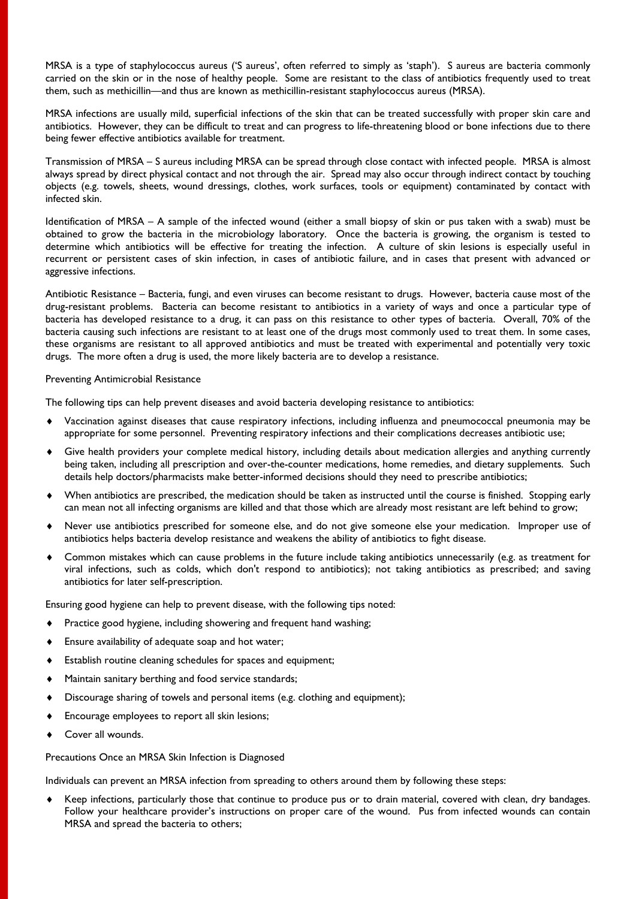MRSA is a type of staphylococcus aureus ('S aureus', often referred to simply as 'staph'). S aureus are bacteria commonly carried on the skin or in the nose of healthy people. Some are resistant to the class of antibiotics frequently used to treat them, such as methicillin—and thus are known as methicillin-resistant staphylococcus aureus (MRSA).

MRSA infections are usually mild, superficial infections of the skin that can be treated successfully with proper skin care and antibiotics. However, they can be difficult to treat and can progress to life-threatening blood or bone infections due to there being fewer effective antibiotics available for treatment.

Transmission of MRSA – S aureus including MRSA can be spread through close contact with infected people. MRSA is almost always spread by direct physical contact and not through the air. Spread may also occur through indirect contact by touching objects (e.g. towels, sheets, wound dressings, clothes, work surfaces, tools or equipment) contaminated by contact with infected skin.

Identification of MRSA – A sample of the infected wound (either a small biopsy of skin or pus taken with a swab) must be obtained to grow the bacteria in the microbiology laboratory. Once the bacteria is growing, the organism is tested to determine which antibiotics will be effective for treating the infection. A culture of skin lesions is especially useful in recurrent or persistent cases of skin infection, in cases of antibiotic failure, and in cases that present with advanced or aggressive infections.

Antibiotic Resistance – Bacteria, fungi, and even viruses can become resistant to drugs. However, bacteria cause most of the drug-resistant problems. Bacteria can become resistant to antibiotics in a variety of ways and once a particular type of bacteria has developed resistance to a drug, it can pass on this resistance to other types of bacteria. Overall, 70% of the bacteria causing such infections are resistant to at least one of the drugs most commonly used to treat them. In some cases, these organisms are resistant to all approved antibiotics and must be treated with experimental and potentially very toxic drugs. The more often a drug is used, the more likely bacteria are to develop a resistance.

Preventing Antimicrobial Resistance

The following tips can help prevent diseases and avoid bacteria developing resistance to antibiotics:

- Vaccination against diseases that cause respiratory infections, including influenza and pneumococcal pneumonia may be appropriate for some personnel. Preventing respiratory infections and their complications decreases antibiotic use;
- Give health providers your complete medical history, including details about medication allergies and anything currently being taken, including all prescription and over-the-counter medications, home remedies, and dietary supplements. Such details help doctors/pharmacists make better-informed decisions should they need to prescribe antibiotics;
- When antibiotics are prescribed, the medication should be taken as instructed until the course is finished. Stopping early can mean not all infecting organisms are killed and that those which are already most resistant are left behind to grow;
- Never use antibiotics prescribed for someone else, and do not give someone else your medication. Improper use of antibiotics helps bacteria develop resistance and weakens the ability of antibiotics to fight disease.
- Common mistakes which can cause problems in the future include taking antibiotics unnecessarily (e.g. as treatment for viral infections, such as colds, which don't respond to antibiotics); not taking antibiotics as prescribed; and saving antibiotics for later self-prescription.

Ensuring good hygiene can help to prevent disease, with the following tips noted:

- Practice good hygiene, including showering and frequent hand washing;
- Ensure availability of adequate soap and hot water;
- Establish routine cleaning schedules for spaces and equipment;
- Maintain sanitary berthing and food service standards;
- Discourage sharing of towels and personal items (e.g. clothing and equipment);
- Encourage employees to report all skin lesions;
- Cover all wounds.

Precautions Once an MRSA Skin Infection is Diagnosed

Individuals can prevent an MRSA infection from spreading to others around them by following these steps:

- Keep infections, particularly those that continue to produce pus or to drain material, covered with clean, dry bandages. Follow your healthcare provider's instructions on proper care of the wound. Pus from infected wounds can contain MRSA and spread the bacteria to others;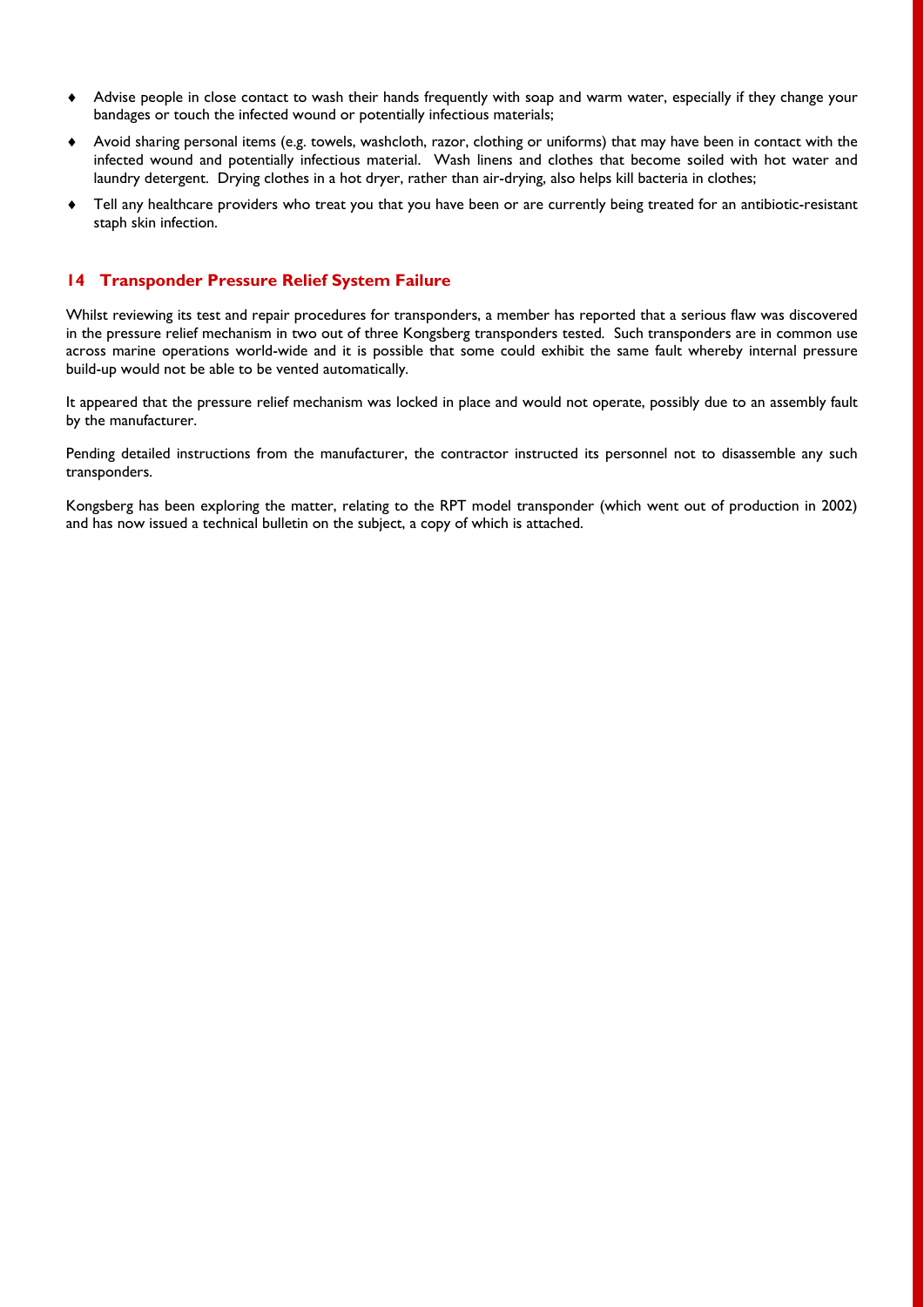- Advise people in close contact to wash their hands frequently with soap and warm water, especially if they change your bandages or touch the infected wound or potentially infectious materials;
- Avoid sharing personal items (e.g. towels, washcloth, razor, clothing or uniforms) that may have been in contact with the infected wound and potentially infectious material. Wash linens and clothes that become soiled with hot water and laundry detergent. Drying clothes in a hot dryer, rather than air-drying, also helps kill bacteria in clothes;
- Tell any healthcare providers who treat you that you have been or are currently being treated for an antibiotic-resistant staph skin infection.

## 14 Transponder Pressure Relief System Failure

Whilst reviewing its test and repair procedures for transponders, a member has reported that a serious flaw was discovered in the pressure relief mechanism in two out of three Kongsberg transponders tested. Such transponders are in common use across marine operations world-wide and it is possible that some could exhibit the same fault whereby internal pressure build-up would not be able to be vented automatically.

It appeared that the pressure relief mechanism was locked in place and would not operate, possibly due to an assembly fault by the manufacturer.

Pending detailed instructions from the manufacturer, the contractor instructed its personnel not to disassemble any such transponders.

Kongsberg has been exploring the matter, relating to the RPT model transponder (which went out of production in 2002) and has now issued a technical bulletin on the subject, a copy of which is attached.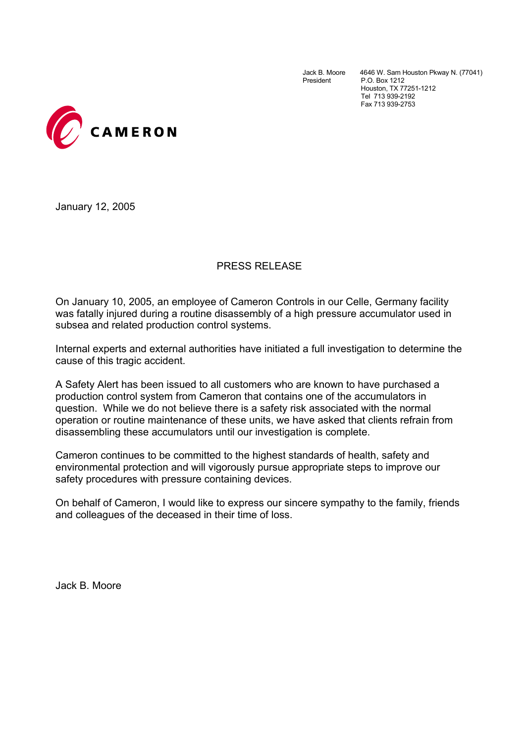Jack B. Moore
President

4646 W. Sam Houston Pkway N. (77041)
P.O. Box 1212
Houston, TX 77251-1212
Tel 713 939-2192
Fax 713 939-2753

CAMERON

January 12, 2005

PRESS RELEASE

On January 10, 2005, an employee of Cameron Controls in our Celle, Germany facility was fatally injured during a routine disassembly of a high pressure accumulator used in subsea and related production control systems.

Internal experts and external authorities have initiated a full investigation to determine the cause of this tragic accident.

A Safety Alert has been issued to all customers who are known to have purchased a production control system from Cameron that contains one of the accumulators in question. While we do not believe there is a safety risk associated with the normal operation or routine maintenance of these units, we have asked that clients refrain from disassembling these accumulators until our investigation is complete.

Cameron continues to be committed to the highest standards of health, safety and environmental protection and will vigorously pursue appropriate steps to improve our safety procedures with pressure containing devices.

On behalf of Cameron, I would like to express our sincere sympathy to the family, friends and colleagues of the deceased in their time of loss.

Jack B. Moore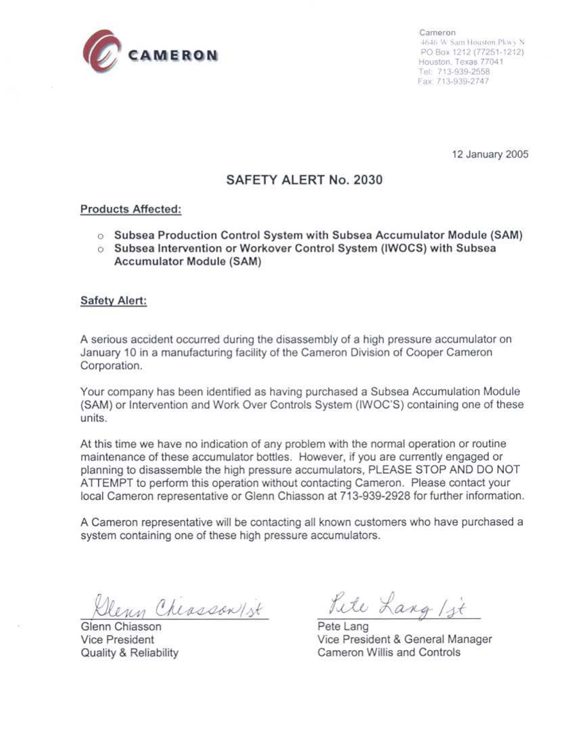CAMERON

Cameron
4646 W Sam Houston Pkwy N
PO Box 1212 (77251-1212)
Houston, Texas 77041
Tel: 713-939-2558
Fax: 713-939-2747

12 January 2005

# SAFETY ALERT No. 2030

**Products Affected:**

- **Subsea Production Control System with Subsea Accumulator Module (SAM)**
- **Subsea Intervention or Workover Control System (IWOCS) with Subsea Accumulator Module (SAM)**

**Safety Alert:**

A serious accident occurred during the disassembly of a high pressure accumulator on January 10 in a manufacturing facility of the Cameron Division of Cooper Cameron Corporation.

Your company has been identified as having purchased a Subsea Accumulation Module (SAM) or Intervention and Work Over Controls System (IWOC'S) containing one of these units.

At this time we have no indication of any problem with the normal operation or routine maintenance of these accumulator bottles. However, if you are currently engaged or planning to disassemble the high pressure accumulators, PLEASE STOP AND DO NOT ATTEMPT to perform this operation without contacting Cameron. Please contact your local Cameron representative or Glenn Chiasson at 713-939-2928 for further information.

A Cameron representative will be contacting all known customers who have purchased a system containing one of these high pressure accumulators.

Glenn Chiasson/jt
Glenn Chiasson
Vice President
Quality & Reliability

Pete Lang/jt
Pete Lang
Vice President & General Manager
Cameron Willis and Controls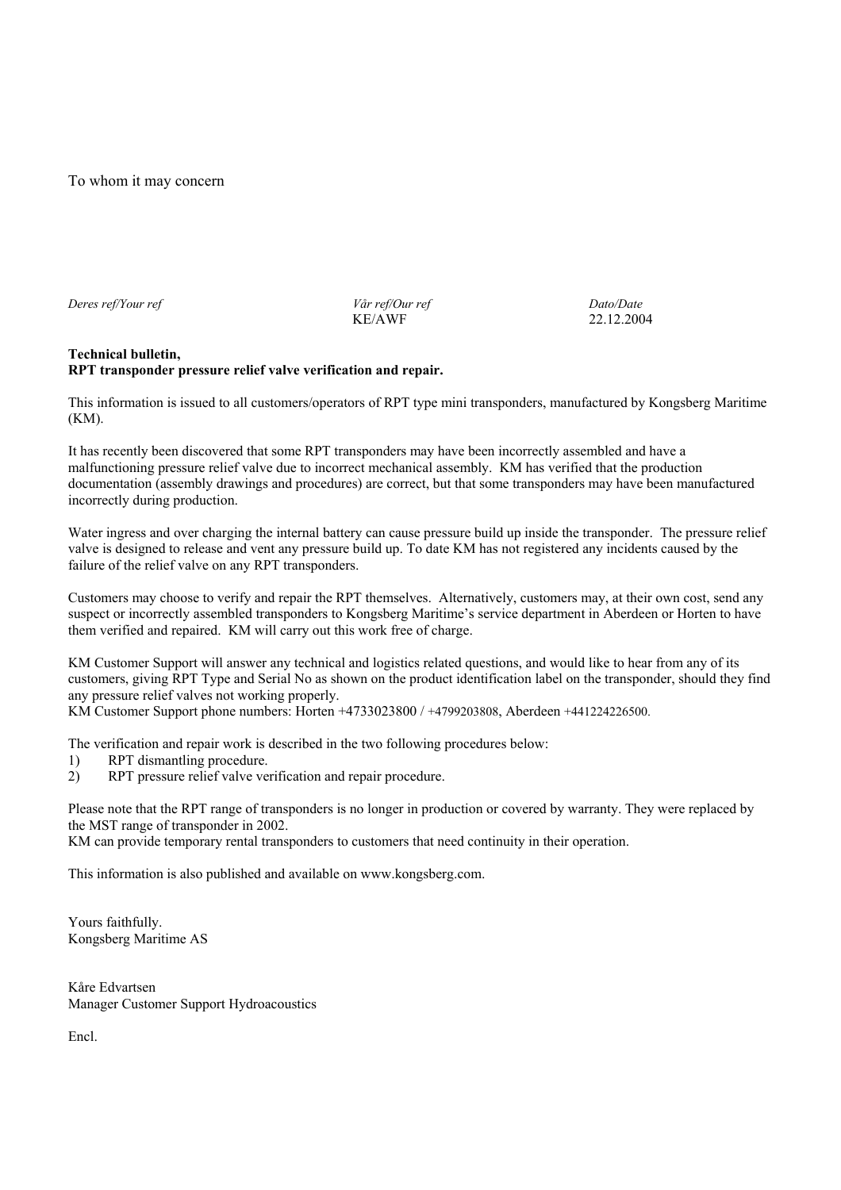To whom it may concern

| *Deres ref/Your ref* | *Vår ref/Our ref* | *Dato/Date* |
| --- | --- | --- |
| | KE/AWF | 22.12.2004 |

**Technical bulletin,**
**RPT transponder pressure relief valve verification and repair.**

This information is issued to all customers/operators of RPT type mini transponders, manufactured by Kongsberg Maritime (KM).

It has recently been discovered that some RPT transponders may have been incorrectly assembled and have a malfunctioning pressure relief valve due to incorrect mechanical assembly. KM has verified that the production documentation (assembly drawings and procedures) are correct, but that some transponders may have been manufactured incorrectly during production.

Water ingress and over charging the internal battery can cause pressure build up inside the transponder. The pressure relief valve is designed to release and vent any pressure build up. To date KM has not registered any incidents caused by the failure of the relief valve on any RPT transponders.

Customers may choose to verify and repair the RPT themselves. Alternatively, customers may, at their own cost, send any suspect or incorrectly assembled transponders to Kongsberg Maritime's service department in Aberdeen or Horten to have them verified and repaired. KM will carry out this work free of charge.

KM Customer Support will answer any technical and logistics related questions, and would like to hear from any of its customers, giving RPT Type and Serial No as shown on the product identification label on the transponder, should they find any pressure relief valves not working properly.
KM Customer Support phone numbers: Horten +4733023800 / +4799203808, Aberdeen +441224226500.

The verification and repair work is described in the two following procedures below:
1) RPT dismantling procedure.
2) RPT pressure relief valve verification and repair procedure.

Please note that the RPT range of transponders is no longer in production or covered by warranty. They were replaced by the MST range of transponder in 2002.
KM can provide temporary rental transponders to customers that need continuity in their operation.

This information is also published and available on www.kongsberg.com.

Yours faithfully.
Kongsberg Maritime AS

Kåre Edvartsen
Manager Customer Support Hydroacoustics

Encl.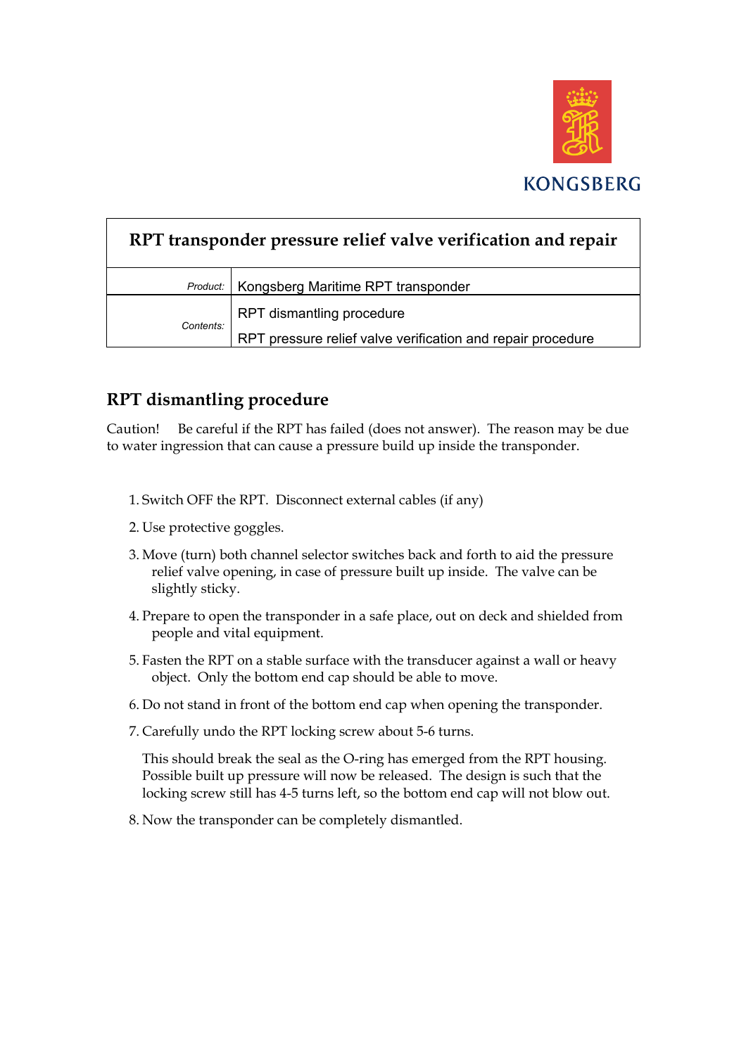KONGSBERG

| RPT transponder pressure relief valve verification and repair | |
|---|---|
| *Product:* | Kongsberg Maritime RPT transponder |
| *Contents:* | RPT dismantling procedure<br>RPT pressure relief valve verification and repair procedure |

## RPT dismantling procedure

Caution! Be careful if the RPT has failed (does not answer). The reason may be due to water ingression that can cause a pressure build up inside the transponder.

1. Switch OFF the RPT. Disconnect external cables (if any)
2. Use protective goggles.
3. Move (turn) both channel selector switches back and forth to aid the pressure relief valve opening, in case of pressure built up inside. The valve can be slightly sticky.
4. Prepare to open the transponder in a safe place, out on deck and shielded from people and vital equipment.
5. Fasten the RPT on a stable surface with the transducer against a wall or heavy object. Only the bottom end cap should be able to move.
6. Do not stand in front of the bottom end cap when opening the transponder.
7. Carefully undo the RPT locking screw about 5-6 turns.

   This should break the seal as the O-ring has emerged from the RPT housing. Possible built up pressure will now be released. The design is such that the locking screw still has 4-5 turns left, so the bottom end cap will not blow out.

8. Now the transponder can be completely dismantled.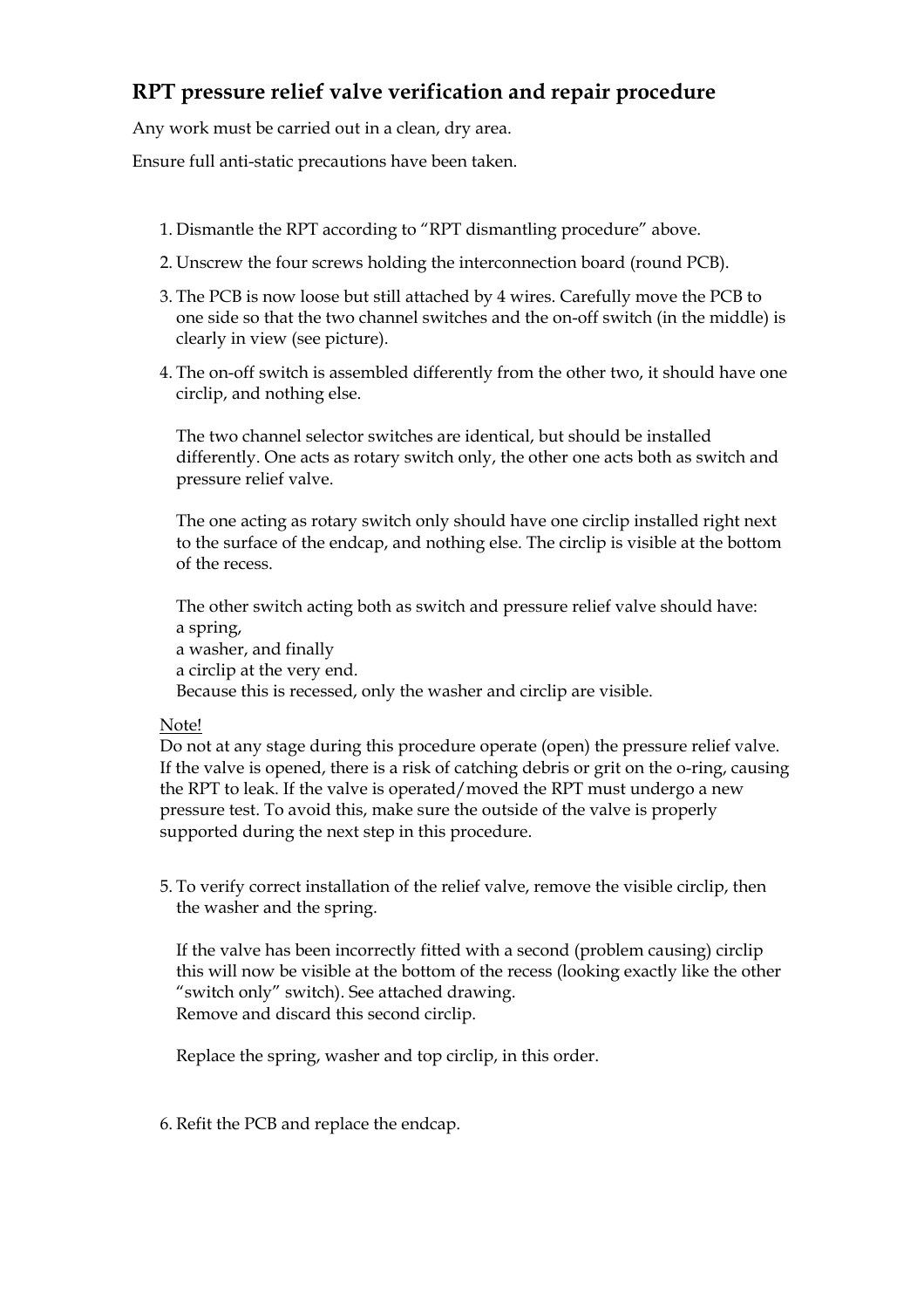## RPT pressure relief valve verification and repair procedure

Any work must be carried out in a clean, dry area.

Ensure full anti-static precautions have been taken.

1. Dismantle the RPT according to "RPT dismantling procedure" above.
2. Unscrew the four screws holding the interconnection board (round PCB).
3. The PCB is now loose but still attached by 4 wires. Carefully move the PCB to one side so that the two channel switches and the on-off switch (in the middle) is clearly in view (see picture).
4. The on-off switch is assembled differently from the other two, it should have one circlip, and nothing else.

   The two channel selector switches are identical, but should be installed differently. One acts as rotary switch only, the other one acts both as switch and pressure relief valve.

   The one acting as rotary switch only should have one circlip installed right next to the surface of the endcap, and nothing else. The circlip is visible at the bottom of the recess.

   The other switch acting both as switch and pressure relief valve should have:
   a spring,
   a washer, and finally
   a circlip at the very end.
   Because this is recessed, only the washer and circlip are visible.

   Note!
   Do not at any stage during this procedure operate (open) the pressure relief valve. If the valve is opened, there is a risk of catching debris or grit on the o-ring, causing the RPT to leak. If the valve is operated/moved the RPT must undergo a new pressure test. To avoid this, make sure the outside of the valve is properly supported during the next step in this procedure.

5. To verify correct installation of the relief valve, remove the visible circlip, then the washer and the spring.

   If the valve has been incorrectly fitted with a second (problem causing) circlip this will now be visible at the bottom of the recess (looking exactly like the other "switch only" switch). See attached drawing.
   Remove and discard this second circlip.

   Replace the spring, washer and top circlip, in this order.

6. Refit the PCB and replace the endcap.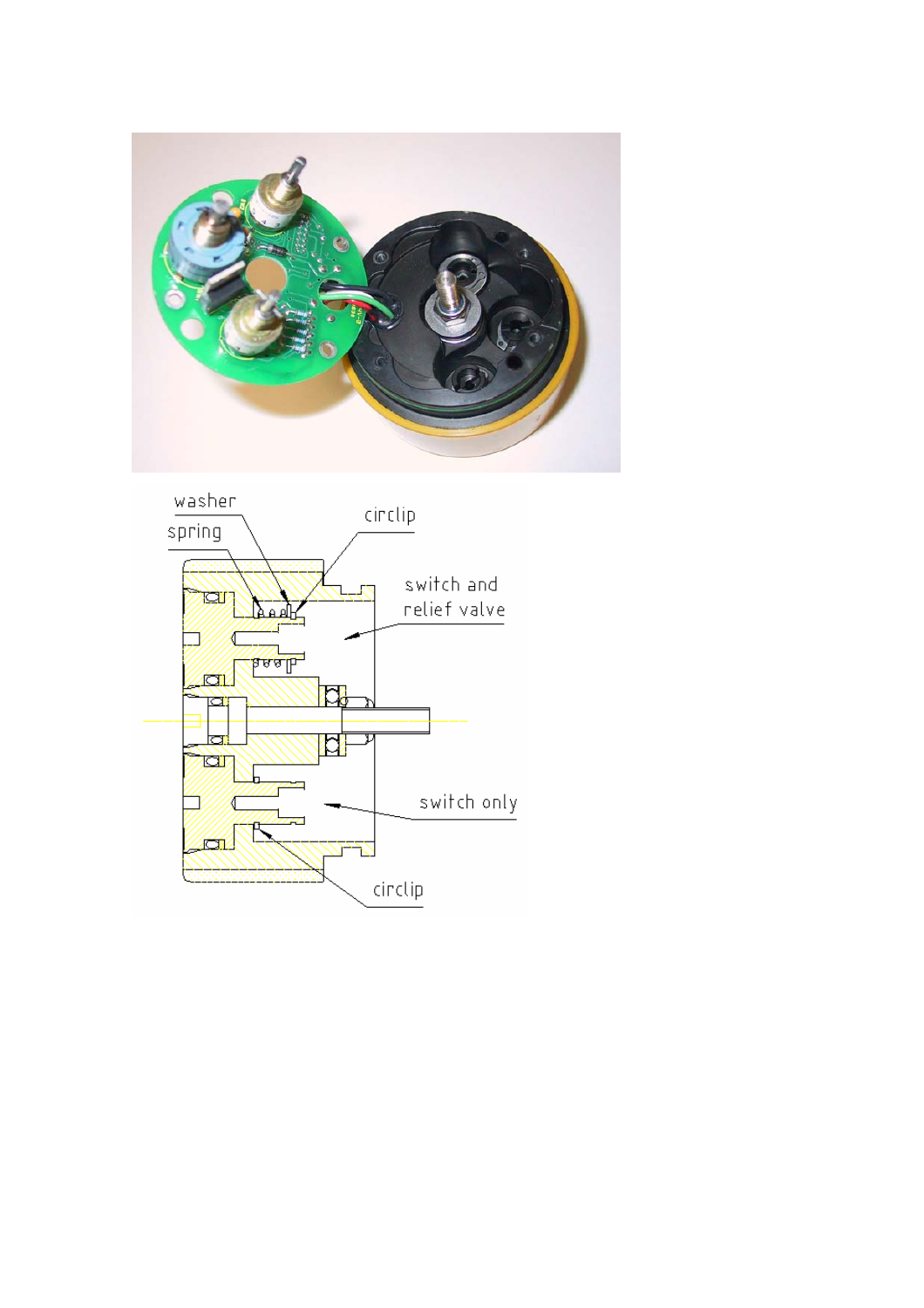washer

spring

circlip

switch and relief valve

switch only

circlip